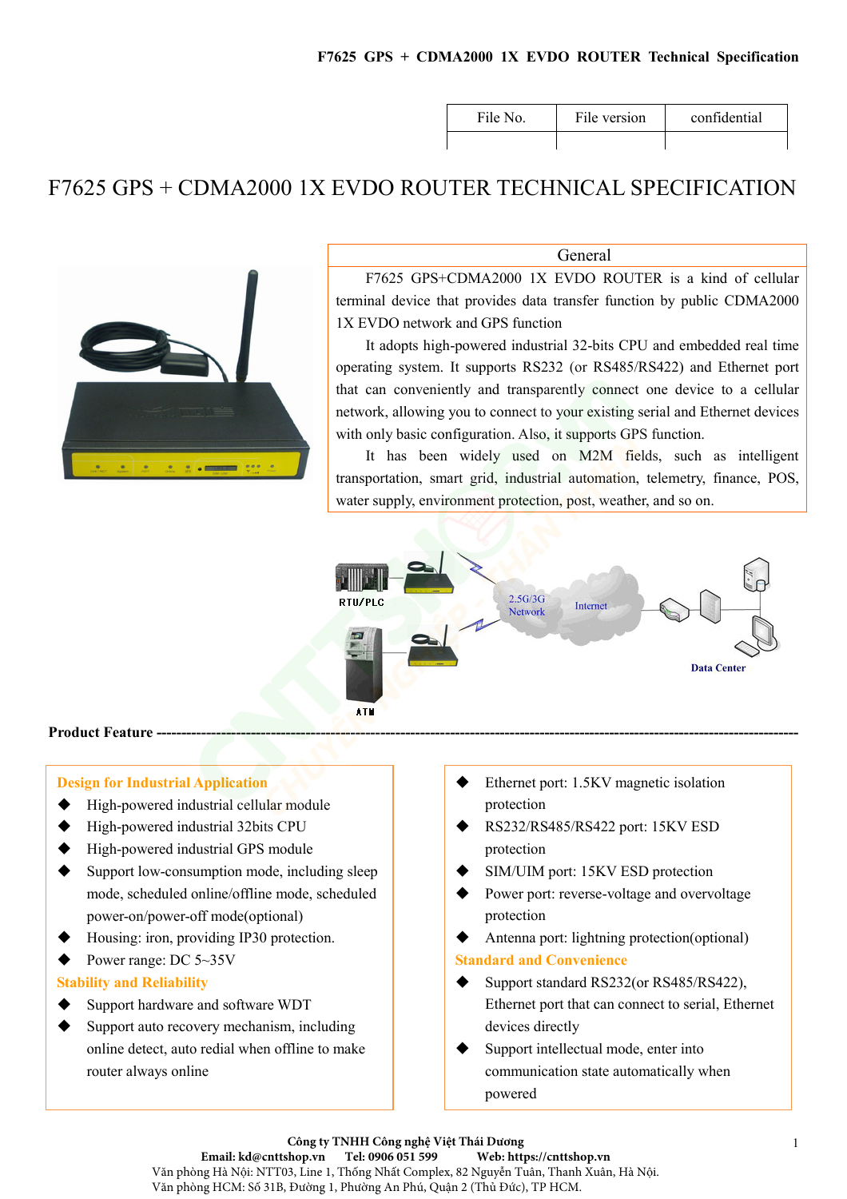| File No. | File version | confidential |
|---|---|---|
| | | |

# F7625 GPS + CDMA2000 1X EVDO ROUTER TECHNICAL SPECIFICATION

## General

F7625 GPS+CDMA2000 1X EVDO ROUTER is a kind of cellular terminal device that provides data transfer function by public CDMA2000 1X EVDO network and GPS function

It adopts high-powered industrial 32-bits CPU and embedded real time operating system. It supports RS232 (or RS485/RS422) and Ethernet port that can conveniently and transparently connect one device to a cellular network, allowing you to connect to your existing serial and Ethernet devices with only basic configuration. Also, it supports GPS function.

It has been widely used on M2M fields, such as intelligent transportation, smart grid, industrial automation, telemetry, finance, POS, water supply, environment protection, post, weather, and so on.

RTU/PLC

ATM

2.5G/3G Network

Internet

Data Center

## Product Feature

### Design for Industrial Application

- High-powered industrial cellular module
- High-powered industrial 32bits CPU
- High-powered industrial GPS module
- Support low-consumption mode, including sleep mode, scheduled online/offline mode, scheduled power-on/power-off mode(optional)
- Housing: iron, providing IP30 protection.
- Power range: DC 5~35V

### Stability and Reliability

- Support hardware and software WDT
- Support auto recovery mechanism, including online detect, auto redial when offline to make router always online
- Ethernet port: 1.5KV magnetic isolation protection
- RS232/RS485/RS422 port: 15KV ESD protection
- SIM/UIM port: 15KV ESD protection
- Power port: reverse-voltage and overvoltage protection
- Antenna port: lightning protection(optional)

### Standard and Convenience

- Support standard RS232(or RS485/RS422), Ethernet port that can connect to serial, Ethernet devices directly
- Support intellectual mode, enter into communication state automatically when powered

**Công ty TNHH Công nghệ Việt Thái Dương**
**Email: kd@cnttshop.vn Tel: 0906 051 599 Web: https://cnttshop.vn**
Văn phòng Hà Nội: NTT03, Line 1, Thống Nhất Complex, 82 Nguyễn Tuân, Thanh Xuân, Hà Nội.
Văn phòng HCM: Số 31B, Đường 1, Phường An Phú, Quận 2 (Thủ Đức), TP HCM.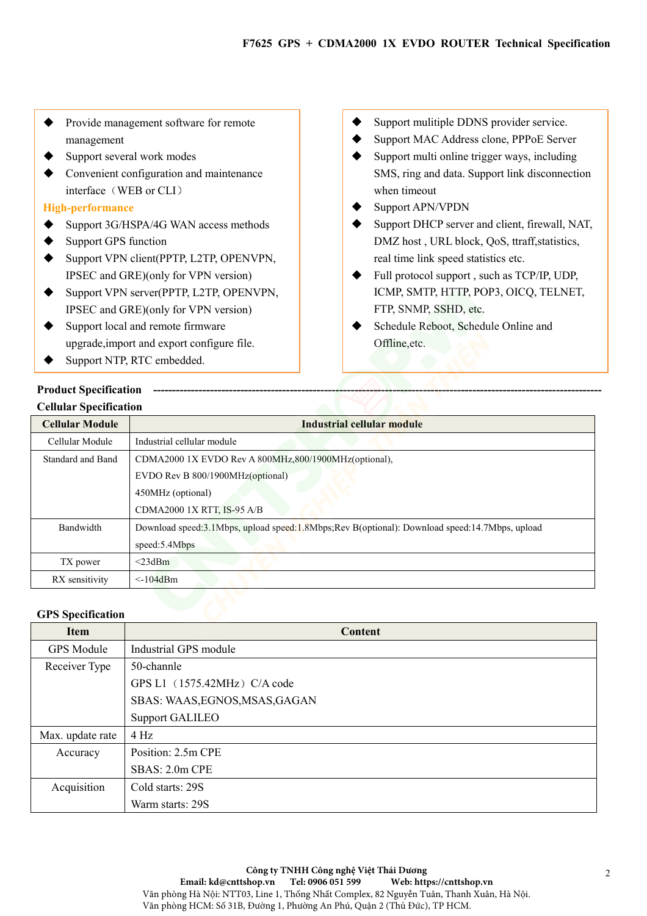- Provide management software for remote management
- Support several work modes
- Convenient configuration and maintenance interface（WEB or CLI）

**High-performance**

- Support 3G/HSPA/4G WAN access methods
- Support GPS function
- Support VPN client(PPTP, L2TP, OPENVPN, IPSEC and GRE)(only for VPN version)
- Support VPN server(PPTP, L2TP, OPENVPN, IPSEC and GRE)(only for VPN version)
- Support local and remote firmware upgrade,import and export configure file.
- Support NTP, RTC embedded.
- Support mulitiple DDNS provider service.
- Support MAC Address clone, PPPoE Server
- Support multi online trigger ways, including SMS, ring and data. Support link disconnection when timeout
- Support APN/VPDN
- Support DHCP server and client, firewall, NAT, DMZ host , URL block, QoS, ttraff,statistics, real time link speed statistics etc.
- Full protocol support , such as TCP/IP, UDP, ICMP, SMTP, HTTP, POP3, OICQ, TELNET, FTP, SNMP, SSHD, etc.
- Schedule Reboot, Schedule Online and Offline,etc.

## Product Specification

### Cellular Specification

| Cellular Module | Industrial cellular module |
|---|---|
| Cellular Module | Industrial cellular module |
| Standard and Band | CDMA2000 1X EVDO Rev A 800MHz,800/1900MHz(optional),<br>EVDO Rev B 800/1900MHz(optional)<br>450MHz (optional)<br>CDMA2000 1X RTT, IS-95 A/B |
| Bandwidth | Download speed:3.1Mbps, upload speed:1.8Mbps;Rev B(optional): Download speed:14.7Mbps, upload speed:5.4Mbps |
| TX power | <23dBm |
| RX sensitivity | <-104dBm |

### GPS Specification

| Item | Content |
|---|---|
| GPS Module | Industrial GPS module |
| Receiver Type | 50-channle<br>GPS L1（1575.42MHz）C/A code<br>SBAS: WAAS,EGNOS,MSAS,GAGAN<br>Support GALILEO |
| Max. update rate | 4 Hz |
| Accuracy | Position: 2.5m CPE<br>SBAS: 2.0m CPE |
| Acquisition | Cold starts: 29S<br>Warm starts: 29S |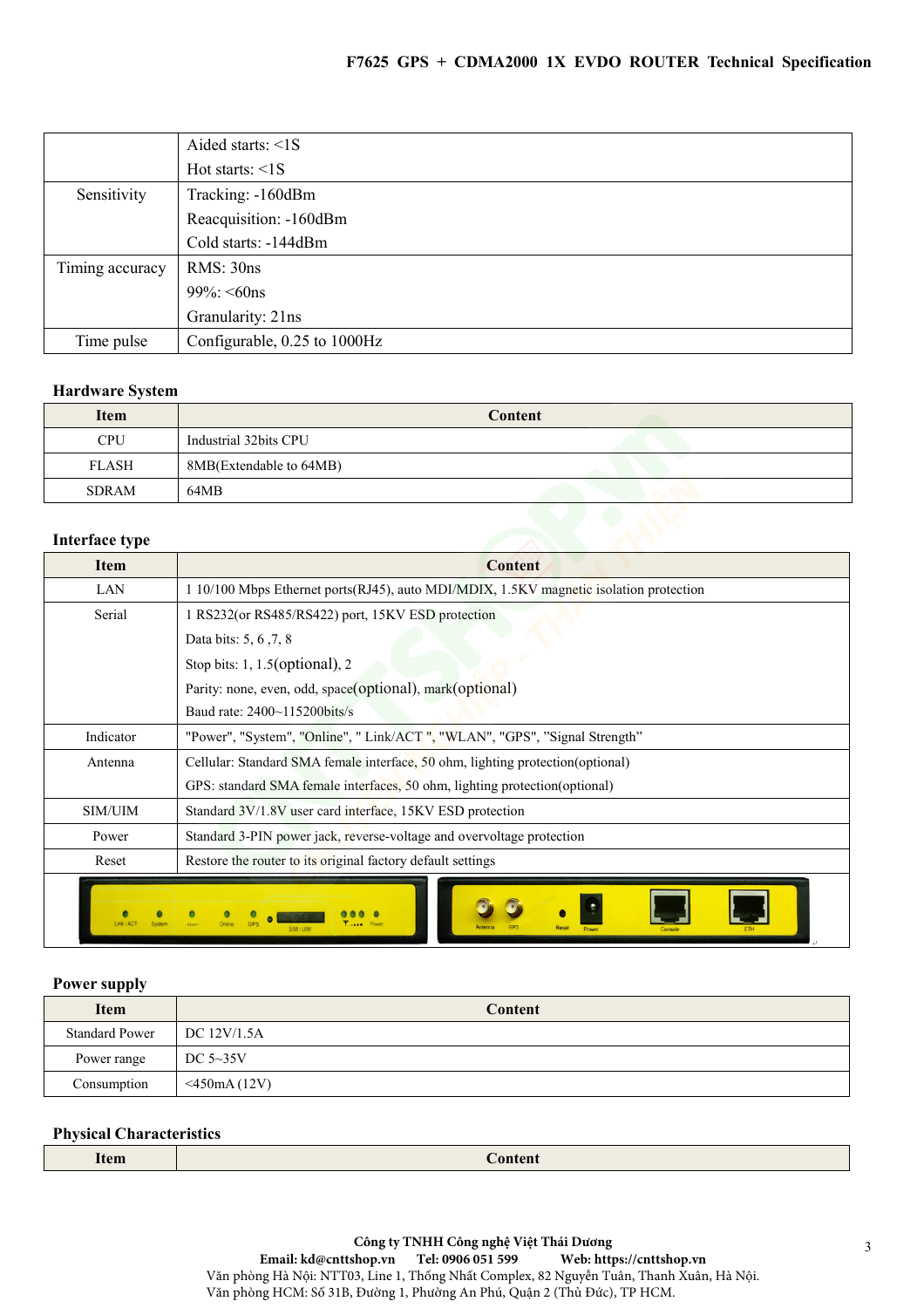| | |
|---|---|
| | Aided starts: <1S<br>Hot starts: <1S |
| Sensitivity | Tracking: -160dBm<br>Reacquisition: -160dBm<br>Cold starts: -144dBm |
| Timing accuracy | RMS: 30ns<br>99%: <60ns<br>Granularity: 21ns |
| Time pulse | Configurable, 0.25 to 1000Hz |

## Hardware System

| Item | Content |
|---|---|
| CPU | Industrial 32bits CPU |
| FLASH | 8MB(Extendable to 64MB) |
| SDRAM | 64MB |

## Interface type

| Item | Content |
|---|---|
| LAN | 1 10/100 Mbps Ethernet ports(RJ45), auto MDI/MDIX, 1.5KV magnetic isolation protection |
| Serial | 1 RS232(or RS485/RS422) port, 15KV ESD protection<br>Data bits: 5, 6 ,7, 8<br>Stop bits: 1, 1.5(optional), 2<br>Parity: none, even, odd, space(optional), mark(optional)<br>Baud rate: 2400~115200bits/s |
| Indicator | "Power", "System", "Online", " Link/ACT ", "WLAN", "GPS", "Signal Strength" |
| Antenna | Cellular: Standard SMA female interface, 50 ohm, lighting protection(optional)<br>GPS: standard SMA female interfaces, 50 ohm, lighting protection(optional) |
| SIM/UIM | Standard 3V/1.8V user card interface, 15KV ESD protection |
| Power | Standard 3-PIN power jack, reverse-voltage and overvoltage protection |
| Reset | Restore the router to its original factory default settings |

## Power supply

| Item | Content |
|---|---|
| Standard Power | DC 12V/1.5A |
| Power range | DC 5~35V |
| Consumption | <450mA (12V) |

## Physical Characteristics

| Item | Content |
|---|---|

Công ty TNHH Công nghệ Việt Thái Dương
Email: kd@cnttshop.vn Tel: 0906 051 599 Web: https://cnttshop.vn
Văn phòng Hà Nội: NTT03, Line 1, Thống Nhất Complex, 82 Nguyễn Tuân, Thanh Xuân, Hà Nội.
Văn phòng HCM: Số 31B, Đường 1, Phường An Phú, Quận 2 (Thủ Đức), TP HCM.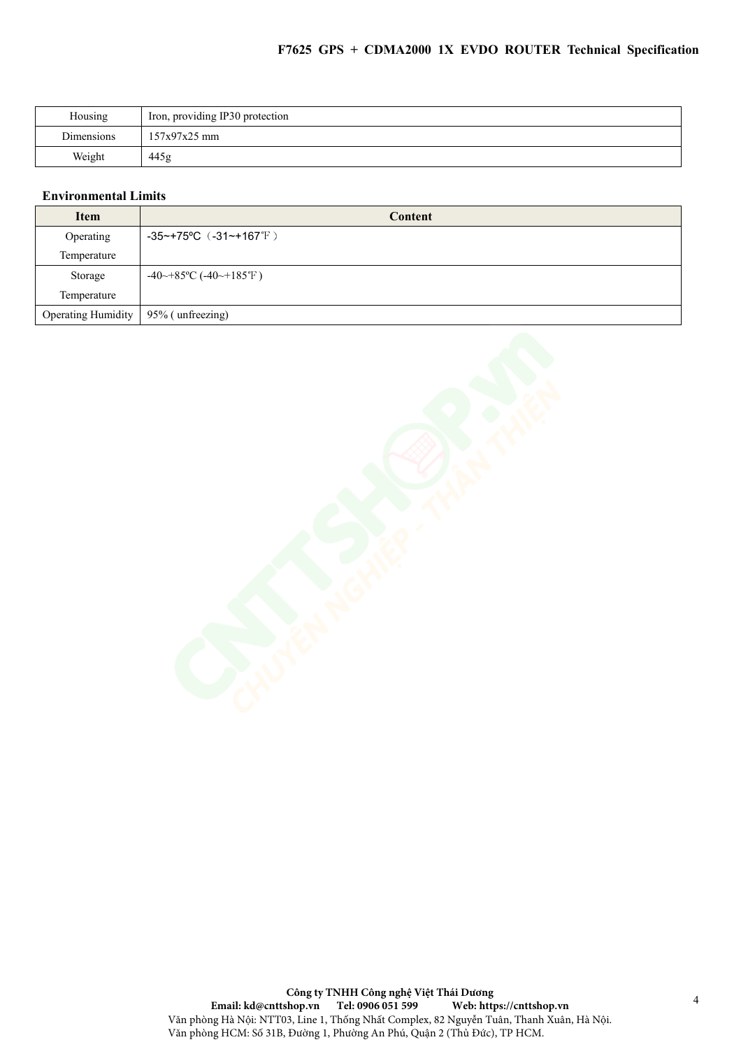| | |
|---|---|
| Housing | Iron, providing IP30 protection |
| Dimensions | 157x97x25 mm |
| Weight | 445g |

**Environmental Limits**

| Item | Content |
|---|---|
| Operating Temperature | -35~+75ºC（-31~+167℉） |
| Storage Temperature | -40~+85ºC (-40~+185℉) |
| Operating Humidity | 95% ( unfreezing) |

**Công ty TNHH Công nghệ Việt Thái Dương**
**Email: kd@cnttshop.vn Tel: 0906 051 599 Web: https://cnttshop.vn**
Văn phòng Hà Nội: NTT03, Line 1, Thống Nhất Complex, 82 Nguyễn Tuân, Thanh Xuân, Hà Nội.
Văn phòng HCM: Số 31B, Đường 1, Phường An Phú, Quận 2 (Thủ Đức), TP HCM.